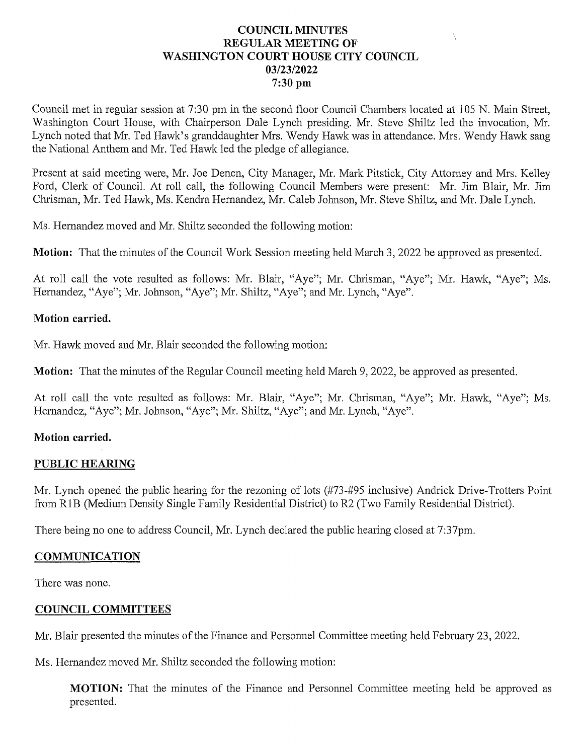# COUNCIL MINUTES
## REGULAR MEETING OF
## WASHINGTON COURT HOUSE CITY COUNCIL
## 03/23/2022
## 7:30 pm

Council met in regular session at 7:30 pm in the second floor Council Chambers located at 105 N. Main Street, Washington Court House, with Chairperson Dale Lynch presiding. Mr. Steve Shiltz led the invocation, Mr. Lynch noted that Mr. Ted Hawk's granddaughter Mrs. Wendy Hawk was in attendance. Mrs. Wendy Hawk sang the National Anthem and Mr. Ted Hawk led the pledge of allegiance.

Present at said meeting were, Mr. Joe Denen, City Manager, Mr. Mark Pitstick, City Attorney and Mrs. Kelley Ford, Clerk of Council. At roll call, the following Council Members were present: Mr. Jim Blair, Mr. Jim Chrisman, Mr. Ted Hawk, Ms. Kendra Hernandez, Mr. Caleb Johnson, Mr. Steve Shiltz, and Mr. Dale Lynch.

Ms. Hernandez moved and Mr. Shiltz seconded the following motion:

**Motion:** That the minutes of the Council Work Session meeting held March 3, 2022 be approved as presented.

At roll call the vote resulted as follows: Mr. Blair, "Aye"; Mr. Chrisman, "Aye"; Mr. Hawk, "Aye"; Ms. Hernandez, "Aye"; Mr. Johnson, "Aye"; Mr. Shiltz, "Aye"; and Mr. Lynch, "Aye".

**Motion carried.**

Mr. Hawk moved and Mr. Blair seconded the following motion:

**Motion:** That the minutes of the Regular Council meeting held March 9, 2022, be approved as presented.

At roll call the vote resulted as follows: Mr. Blair, "Aye"; Mr. Chrisman, "Aye"; Mr. Hawk, "Aye"; Ms. Hernandez, "Aye"; Mr. Johnson, "Aye"; Mr. Shiltz, "Aye"; and Mr. Lynch, "Aye".

**Motion carried.**

## PUBLIC HEARING

Mr. Lynch opened the public hearing for the rezoning of lots (#73-#95 inclusive) Andrick Drive-Trotters Point from R1B (Medium Density Single Family Residential District) to R2 (Two Family Residential District).

There being no one to address Council, Mr. Lynch declared the public hearing closed at 7:37pm.

## COMMUNICATION

There was none.

## COUNCIL COMMITTEES

Mr. Blair presented the minutes of the Finance and Personnel Committee meeting held February 23, 2022.

Ms. Hernandez moved Mr. Shiltz seconded the following motion:

> **MOTION:** That the minutes of the Finance and Personnel Committee meeting held be approved as presented.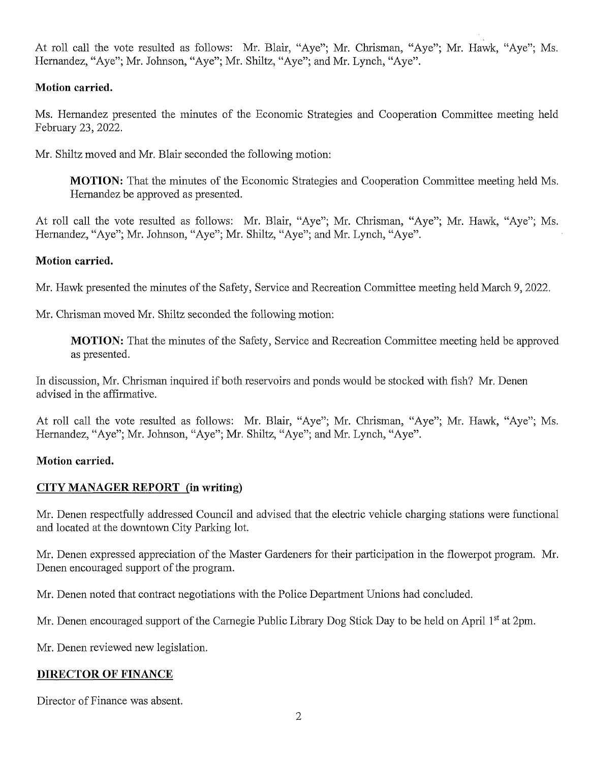At roll call the vote resulted as follows: Mr. Blair, "Aye"; Mr. Chrisman, "Aye"; Mr. Hawk, "Aye"; Ms. Hernandez, "Aye"; Mr. Johnson, "Aye"; Mr. Shiltz, "Aye"; and Mr. Lynch, "Aye".

**Motion carried.**

Ms. Hernandez presented the minutes of the Economic Strategies and Cooperation Committee meeting held February 23, 2022.

Mr. Shiltz moved and Mr. Blair seconded the following motion:

> **MOTION:** That the minutes of the Economic Strategies and Cooperation Committee meeting held Ms. Hernandez be approved as presented.

At roll call the vote resulted as follows: Mr. Blair, "Aye"; Mr. Chrisman, "Aye"; Mr. Hawk, "Aye"; Ms. Hernandez, "Aye"; Mr. Johnson, "Aye"; Mr. Shiltz, "Aye"; and Mr. Lynch, "Aye".

**Motion carried.**

Mr. Hawk presented the minutes of the Safety, Service and Recreation Committee meeting held March 9, 2022.

Mr. Chrisman moved Mr. Shiltz seconded the following motion:

> **MOTION:** That the minutes of the Safety, Service and Recreation Committee meeting held be approved as presented.

In discussion, Mr. Chrisman inquired if both reservoirs and ponds would be stocked with fish? Mr. Denen advised in the affirmative.

At roll call the vote resulted as follows: Mr. Blair, "Aye"; Mr. Chrisman, "Aye"; Mr. Hawk, "Aye"; Ms. Hernandez, "Aye"; Mr. Johnson, "Aye"; Mr. Shiltz, "Aye"; and Mr. Lynch, "Aye".

**Motion carried.**

## CITY MANAGER REPORT (in writing)

Mr. Denen respectfully addressed Council and advised that the electric vehicle charging stations were functional and located at the downtown City Parking lot.

Mr. Denen expressed appreciation of the Master Gardeners for their participation in the flowerpot program. Mr. Denen encouraged support of the program.

Mr. Denen noted that contract negotiations with the Police Department Unions had concluded.

Mr. Denen encouraged support of the Carnegie Public Library Dog Stick Day to be held on April 1st at 2pm.

Mr. Denen reviewed new legislation.

## DIRECTOR OF FINANCE

Director of Finance was absent.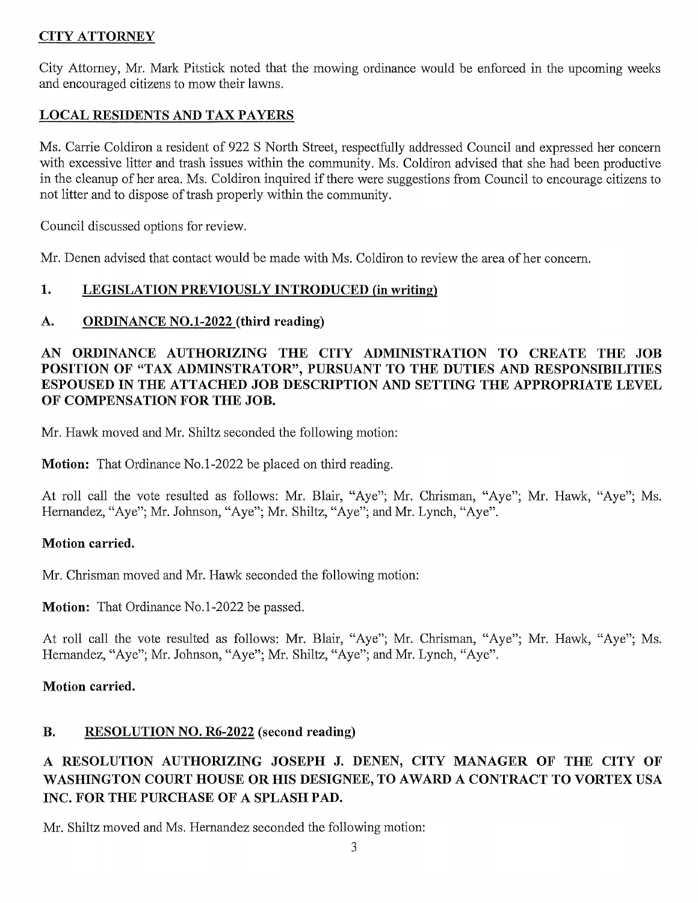## CITY ATTORNEY

City Attorney, Mr. Mark Pitstick noted that the mowing ordinance would be enforced in the upcoming weeks and encouraged citizens to mow their lawns.

## LOCAL RESIDENTS AND TAX PAYERS

Ms. Carrie Coldiron a resident of 922 S North Street, respectfully addressed Council and expressed her concern with excessive litter and trash issues within the community. Ms. Coldiron advised that she had been productive in the cleanup of her area. Ms. Coldiron inquired if there were suggestions from Council to encourage citizens to not litter and to dispose of trash properly within the community.

Council discussed options for review.

Mr. Denen advised that contact would be made with Ms. Coldiron to review the area of her concern.

## 1. LEGISLATION PREVIOUSLY INTRODUCED (in writing)

### A. ORDINANCE NO.1-2022 (third reading)

**AN ORDINANCE AUTHORIZING THE CITY ADMINISTRATION TO CREATE THE JOB POSITION OF "TAX ADMINSTRATOR", PURSUANT TO THE DUTIES AND RESPONSIBILITIES ESPOUSED IN THE ATTACHED JOB DESCRIPTION AND SETTING THE APPROPRIATE LEVEL OF COMPENSATION FOR THE JOB.**

Mr. Hawk moved and Mr. Shiltz seconded the following motion:

**Motion:** That Ordinance No.1-2022 be placed on third reading.

At roll call the vote resulted as follows: Mr. Blair, "Aye"; Mr. Chrisman, "Aye"; Mr. Hawk, "Aye"; Ms. Hernandez, "Aye"; Mr. Johnson, "Aye"; Mr. Shiltz, "Aye"; and Mr. Lynch, "Aye".

**Motion carried.**

Mr. Chrisman moved and Mr. Hawk seconded the following motion:

**Motion:** That Ordinance No.1-2022 be passed.

At roll call the vote resulted as follows: Mr. Blair, "Aye"; Mr. Chrisman, "Aye"; Mr. Hawk, "Aye"; Ms. Hernandez, "Aye"; Mr. Johnson, "Aye"; Mr. Shiltz, "Aye"; and Mr. Lynch, "Aye".

**Motion carried.**

### B. RESOLUTION NO. R6-2022 (second reading)

**A RESOLUTION AUTHORIZING JOSEPH J. DENEN, CITY MANAGER OF THE CITY OF WASHINGTON COURT HOUSE OR HIS DESIGNEE, TO AWARD A CONTRACT TO VORTEX USA INC. FOR THE PURCHASE OF A SPLASH PAD.**

Mr. Shiltz moved and Ms. Hernandez seconded the following motion: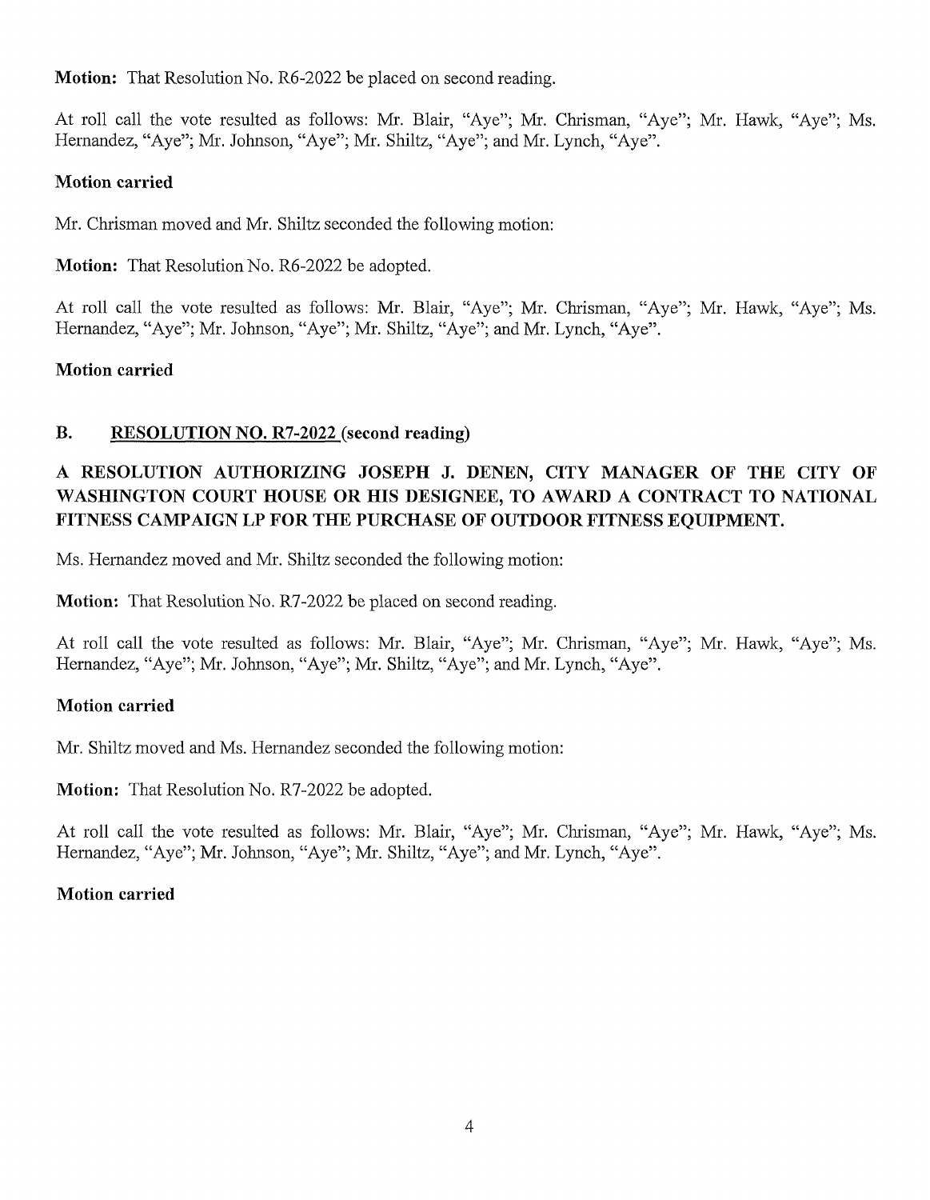**Motion:** That Resolution No. R6-2022 be placed on second reading.

At roll call the vote resulted as follows: Mr. Blair, "Aye"; Mr. Chrisman, "Aye"; Mr. Hawk, "Aye"; Ms. Hernandez, "Aye"; Mr. Johnson, "Aye"; Mr. Shiltz, "Aye"; and Mr. Lynch, "Aye".

**Motion carried**

Mr. Chrisman moved and Mr. Shiltz seconded the following motion:

**Motion:** That Resolution No. R6-2022 be adopted.

At roll call the vote resulted as follows: Mr. Blair, "Aye"; Mr. Chrisman, "Aye"; Mr. Hawk, "Aye"; Ms. Hernandez, "Aye"; Mr. Johnson, "Aye"; Mr. Shiltz, "Aye"; and Mr. Lynch, "Aye".

**Motion carried**

## B. RESOLUTION NO. R7-2022 (second reading)

**A RESOLUTION AUTHORIZING JOSEPH J. DENEN, CITY MANAGER OF THE CITY OF WASHINGTON COURT HOUSE OR HIS DESIGNEE, TO AWARD A CONTRACT TO NATIONAL FITNESS CAMPAIGN LP FOR THE PURCHASE OF OUTDOOR FITNESS EQUIPMENT.**

Ms. Hernandez moved and Mr. Shiltz seconded the following motion:

**Motion:** That Resolution No. R7-2022 be placed on second reading.

At roll call the vote resulted as follows: Mr. Blair, "Aye"; Mr. Chrisman, "Aye"; Mr. Hawk, "Aye"; Ms. Hernandez, "Aye"; Mr. Johnson, "Aye"; Mr. Shiltz, "Aye"; and Mr. Lynch, "Aye".

**Motion carried**

Mr. Shiltz moved and Ms. Hernandez seconded the following motion:

**Motion:** That Resolution No. R7-2022 be adopted.

At roll call the vote resulted as follows: Mr. Blair, "Aye"; Mr. Chrisman, "Aye"; Mr. Hawk, "Aye"; Ms. Hernandez, "Aye"; Mr. Johnson, "Aye"; Mr. Shiltz, "Aye"; and Mr. Lynch, "Aye".

**Motion carried**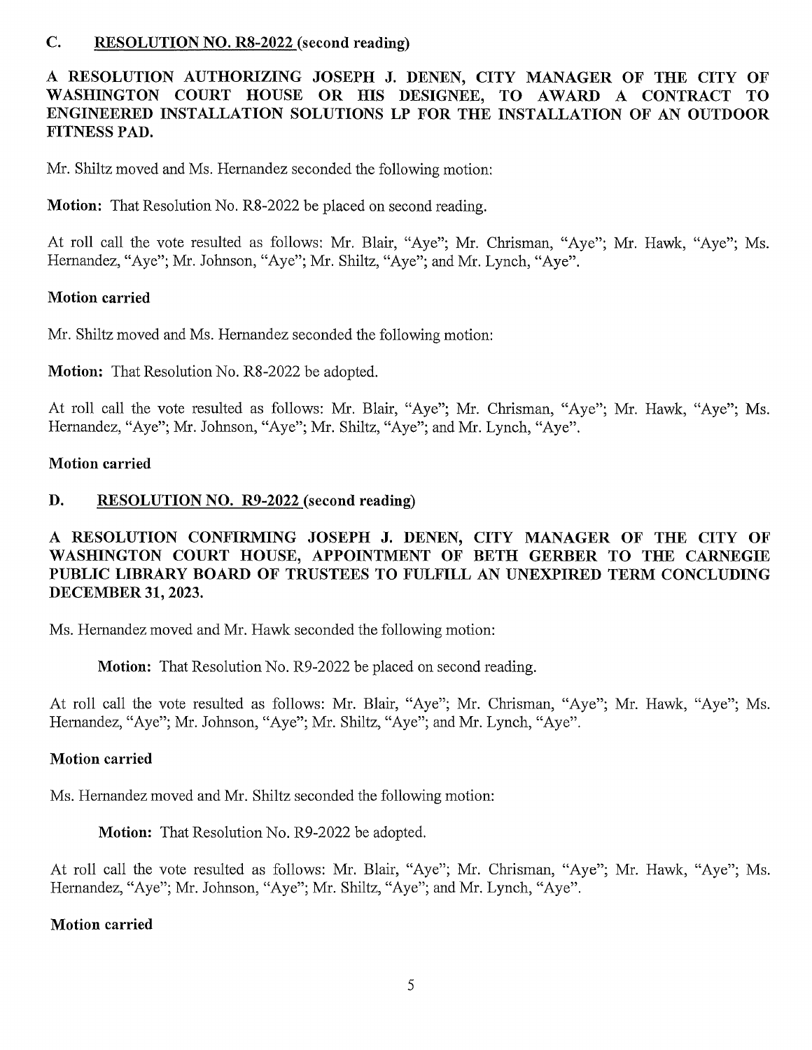## C. <u>RESOLUTION NO. R8-2022</u> (second reading)

**A RESOLUTION AUTHORIZING JOSEPH J. DENEN, CITY MANAGER OF THE CITY OF WASHINGTON COURT HOUSE OR HIS DESIGNEE, TO AWARD A CONTRACT TO ENGINEERED INSTALLATION SOLUTIONS LP FOR THE INSTALLATION OF AN OUTDOOR FITNESS PAD.**

Mr. Shiltz moved and Ms. Hernandez seconded the following motion:

**Motion:** That Resolution No. R8-2022 be placed on second reading.

At roll call the vote resulted as follows: Mr. Blair, "Aye"; Mr. Chrisman, "Aye"; Mr. Hawk, "Aye"; Ms. Hernandez, "Aye"; Mr. Johnson, "Aye"; Mr. Shiltz, "Aye"; and Mr. Lynch, "Aye".

**Motion carried**

Mr. Shiltz moved and Ms. Hernandez seconded the following motion:

**Motion:** That Resolution No. R8-2022 be adopted.

At roll call the vote resulted as follows: Mr. Blair, "Aye"; Mr. Chrisman, "Aye"; Mr. Hawk, "Aye"; Ms. Hernandez, "Aye"; Mr. Johnson, "Aye"; Mr. Shiltz, "Aye"; and Mr. Lynch, "Aye".

**Motion carried**

## D. <u>RESOLUTION NO. R9-2022</u> (second reading)

**A RESOLUTION CONFIRMING JOSEPH J. DENEN, CITY MANAGER OF THE CITY OF WASHINGTON COURT HOUSE, APPOINTMENT OF BETH GERBER TO THE CARNEGIE PUBLIC LIBRARY BOARD OF TRUSTEES TO FULFILL AN UNEXPIRED TERM CONCLUDING DECEMBER 31, 2023.**

Ms. Hernandez moved and Mr. Hawk seconded the following motion:

**Motion:** That Resolution No. R9-2022 be placed on second reading.

At roll call the vote resulted as follows: Mr. Blair, "Aye"; Mr. Chrisman, "Aye"; Mr. Hawk, "Aye"; Ms. Hernandez, "Aye"; Mr. Johnson, "Aye"; Mr. Shiltz, "Aye"; and Mr. Lynch, "Aye".

**Motion carried**

Ms. Hernandez moved and Mr. Shiltz seconded the following motion:

**Motion:** That Resolution No. R9-2022 be adopted.

At roll call the vote resulted as follows: Mr. Blair, "Aye"; Mr. Chrisman, "Aye"; Mr. Hawk, "Aye"; Ms. Hernandez, "Aye"; Mr. Johnson, "Aye"; Mr. Shiltz, "Aye"; and Mr. Lynch, "Aye".

**Motion carried**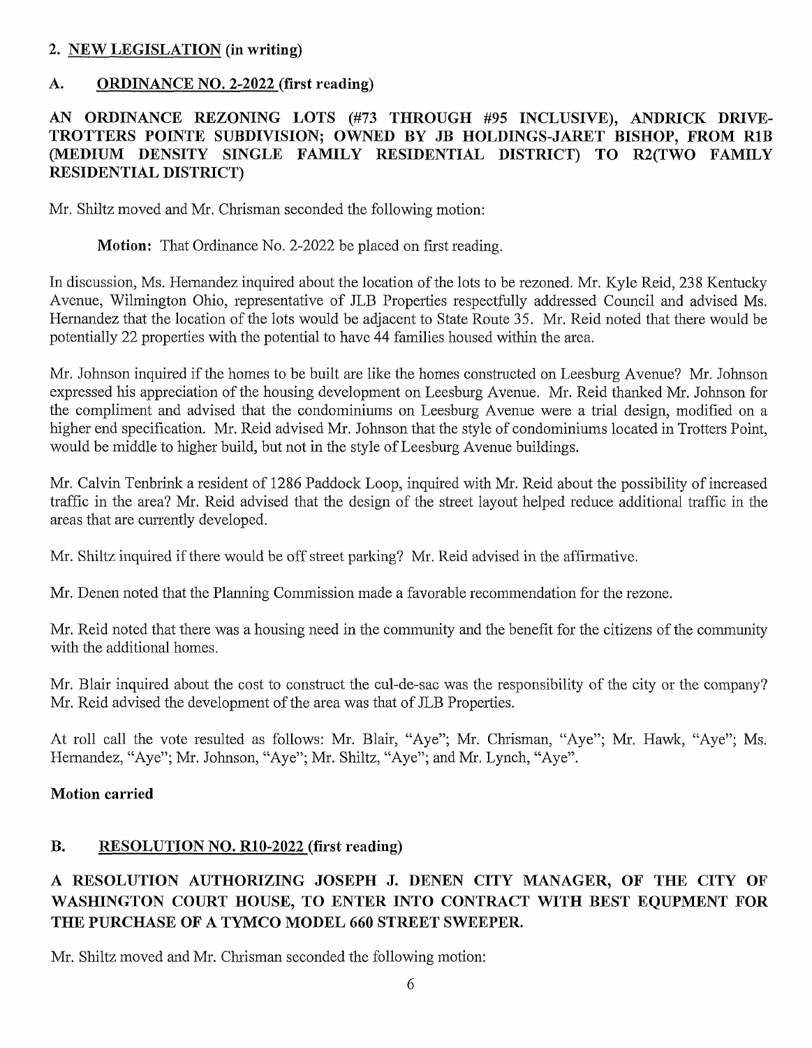## 2. NEW LEGISLATION (in writing)

### A. ORDINANCE NO. 2-2022 (first reading)

**AN ORDINANCE REZONING LOTS (#73 THROUGH #95 INCLUSIVE), ANDRICK DRIVE-TROTTERS POINTE SUBDIVISION; OWNED BY JB HOLDINGS-JARET BISHOP, FROM R1B (MEDIUM DENSITY SINGLE FAMILY RESIDENTIAL DISTRICT) TO R2(TWO FAMILY RESIDENTIAL DISTRICT)**

Mr. Shiltz moved and Mr. Chrisman seconded the following motion:

> **Motion:** That Ordinance No. 2-2022 be placed on first reading.

In discussion, Ms. Hernandez inquired about the location of the lots to be rezoned. Mr. Kyle Reid, 238 Kentucky Avenue, Wilmington Ohio, representative of JLB Properties respectfully addressed Council and advised Ms. Hernandez that the location of the lots would be adjacent to State Route 35. Mr. Reid noted that there would be potentially 22 properties with the potential to have 44 families housed within the area.

Mr. Johnson inquired if the homes to be built are like the homes constructed on Leesburg Avenue? Mr. Johnson expressed his appreciation of the housing development on Leesburg Avenue. Mr. Reid thanked Mr. Johnson for the compliment and advised that the condominiums on Leesburg Avenue were a trial design, modified on a higher end specification. Mr. Reid advised Mr. Johnson that the style of condominiums located in Trotters Point, would be middle to higher build, but not in the style of Leesburg Avenue buildings.

Mr. Calvin Tenbrink a resident of 1286 Paddock Loop, inquired with Mr. Reid about the possibility of increased traffic in the area? Mr. Reid advised that the design of the street layout helped reduce additional traffic in the areas that are currently developed.

Mr. Shiltz inquired if there would be off street parking? Mr. Reid advised in the affirmative.

Mr. Denen noted that the Planning Commission made a favorable recommendation for the rezone.

Mr. Reid noted that there was a housing need in the community and the benefit for the citizens of the community with the additional homes.

Mr. Blair inquired about the cost to construct the cul-de-sac was the responsibility of the city or the company? Mr. Reid advised the development of the area was that of JLB Properties.

At roll call the vote resulted as follows: Mr. Blair, "Aye"; Mr. Chrisman, "Aye"; Mr. Hawk, "Aye"; Ms. Hernandez, "Aye"; Mr. Johnson, "Aye"; Mr. Shiltz, "Aye"; and Mr. Lynch, "Aye".

**Motion carried**

### B. RESOLUTION NO. R10-2022 (first reading)

**A RESOLUTION AUTHORIZING JOSEPH J. DENEN CITY MANAGER, OF THE CITY OF WASHINGTON COURT HOUSE, TO ENTER INTO CONTRACT WITH BEST EQUPMENT FOR THE PURCHASE OF A TYMCO MODEL 660 STREET SWEEPER.**

Mr. Shiltz moved and Mr. Chrisman seconded the following motion: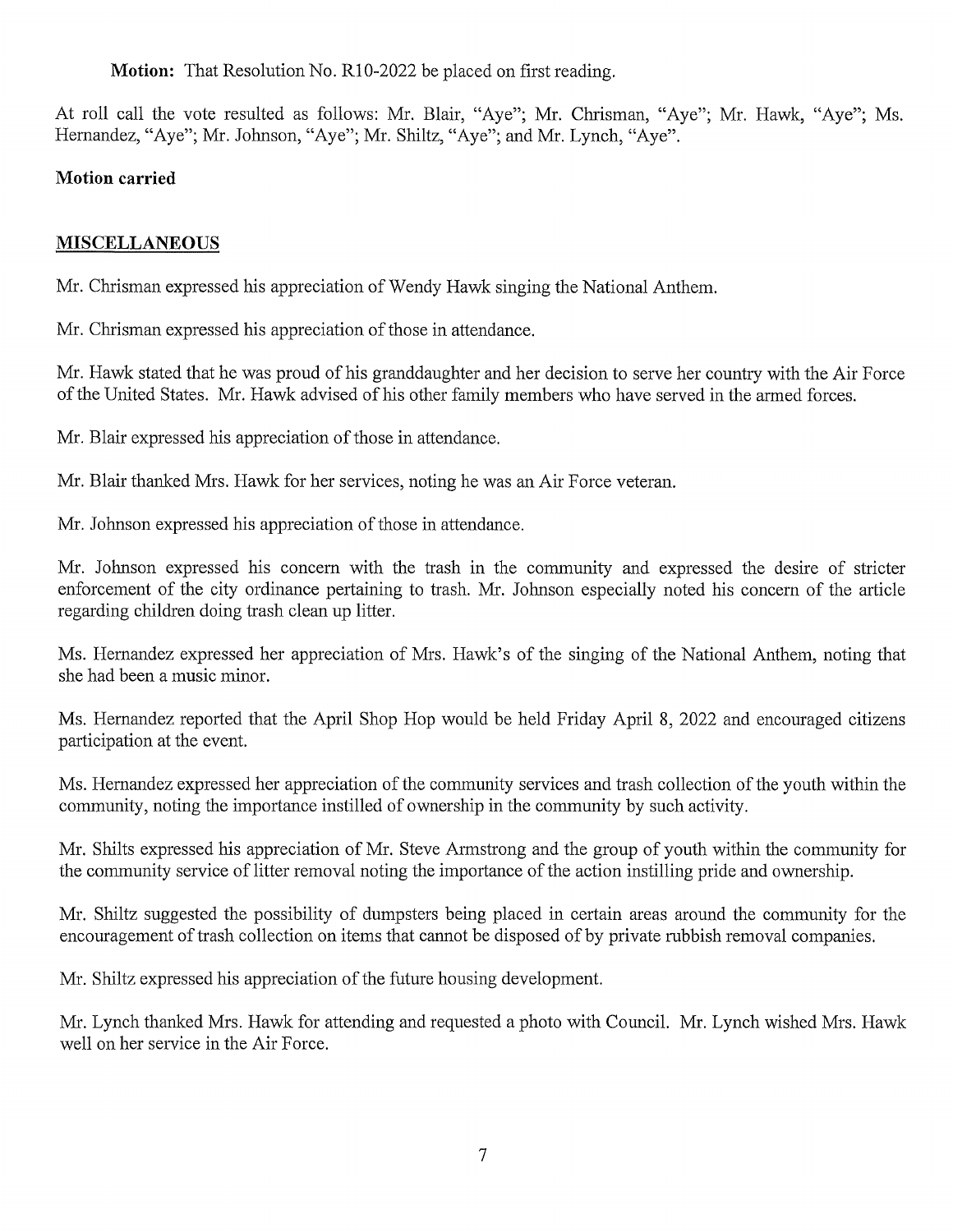**Motion:** That Resolution No. R10-2022 be placed on first reading.

At roll call the vote resulted as follows: Mr. Blair, "Aye"; Mr. Chrisman, "Aye"; Mr. Hawk, "Aye"; Ms. Hernandez, "Aye"; Mr. Johnson, "Aye"; Mr. Shiltz, "Aye"; and Mr. Lynch, "Aye".

**Motion carried**

## MISCELLANEOUS

Mr. Chrisman expressed his appreciation of Wendy Hawk singing the National Anthem.

Mr. Chrisman expressed his appreciation of those in attendance.

Mr. Hawk stated that he was proud of his granddaughter and her decision to serve her country with the Air Force of the United States. Mr. Hawk advised of his other family members who have served in the armed forces.

Mr. Blair expressed his appreciation of those in attendance.

Mr. Blair thanked Mrs. Hawk for her services, noting he was an Air Force veteran.

Mr. Johnson expressed his appreciation of those in attendance.

Mr. Johnson expressed his concern with the trash in the community and expressed the desire of stricter enforcement of the city ordinance pertaining to trash. Mr. Johnson especially noted his concern of the article regarding children doing trash clean up litter.

Ms. Hernandez expressed her appreciation of Mrs. Hawk's of the singing of the National Anthem, noting that she had been a music minor.

Ms. Hernandez reported that the April Shop Hop would be held Friday April 8, 2022 and encouraged citizens participation at the event.

Ms. Hernandez expressed her appreciation of the community services and trash collection of the youth within the community, noting the importance instilled of ownership in the community by such activity.

Mr. Shilts expressed his appreciation of Mr. Steve Armstrong and the group of youth within the community for the community service of litter removal noting the importance of the action instilling pride and ownership.

Mr. Shiltz suggested the possibility of dumpsters being placed in certain areas around the community for the encouragement of trash collection on items that cannot be disposed of by private rubbish removal companies.

Mr. Shiltz expressed his appreciation of the future housing development.

Mr. Lynch thanked Mrs. Hawk for attending and requested a photo with Council. Mr. Lynch wished Mrs. Hawk well on her service in the Air Force.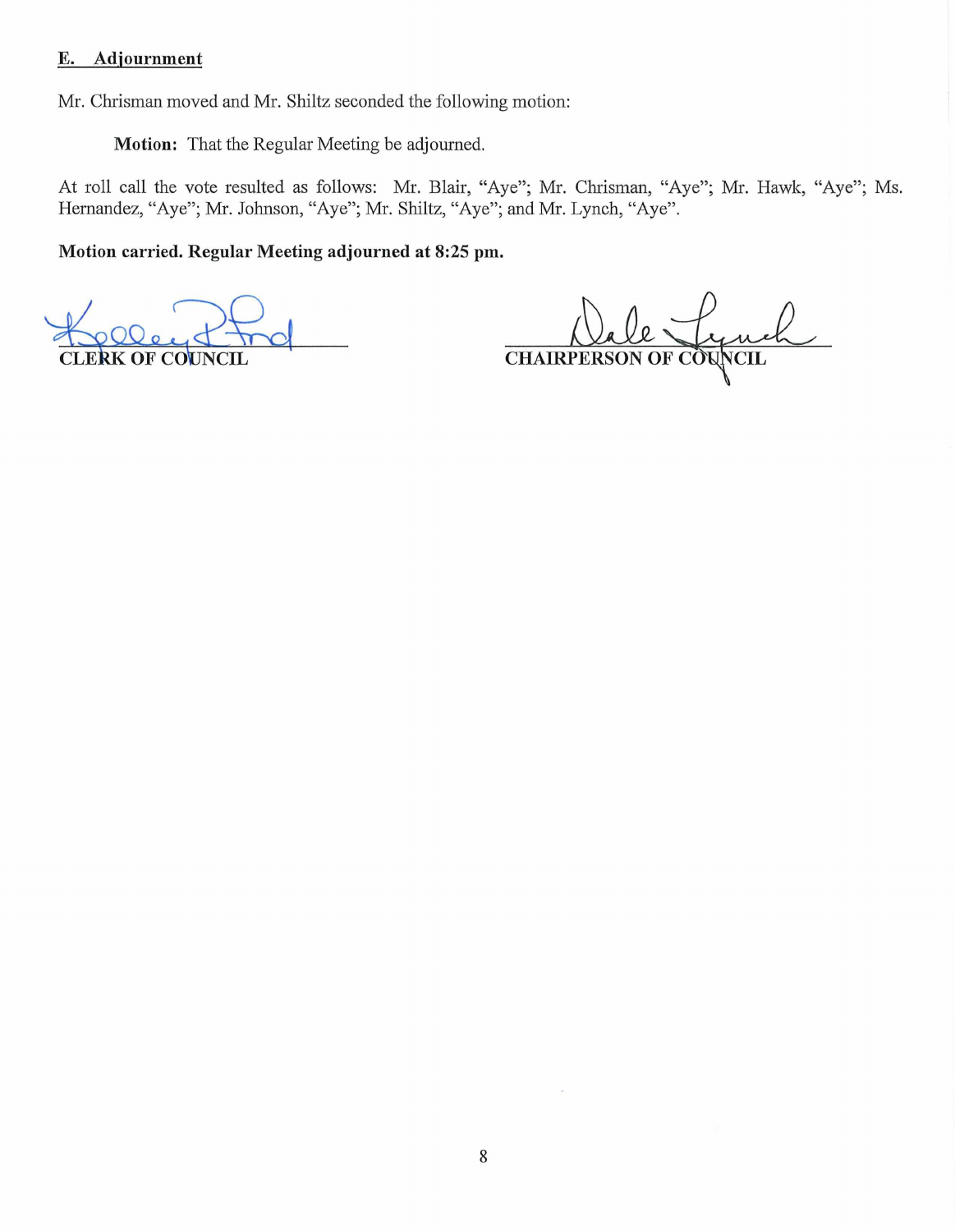## E. Adjournment

Mr. Chrisman moved and Mr. Shiltz seconded the following motion:

**Motion:** That the Regular Meeting be adjourned.

At roll call the vote resulted as follows: Mr. Blair, "Aye"; Mr. Chrisman, "Aye"; Mr. Hawk, "Aye"; Ms. Hernandez, "Aye"; Mr. Johnson, "Aye"; Mr. Shiltz, "Aye"; and Mr. Lynch, "Aye".

**Motion carried. Regular Meeting adjourned at 8:25 pm.**

**CLERK OF COUNCIL**

**CHAIRPERSON OF COUNCIL**